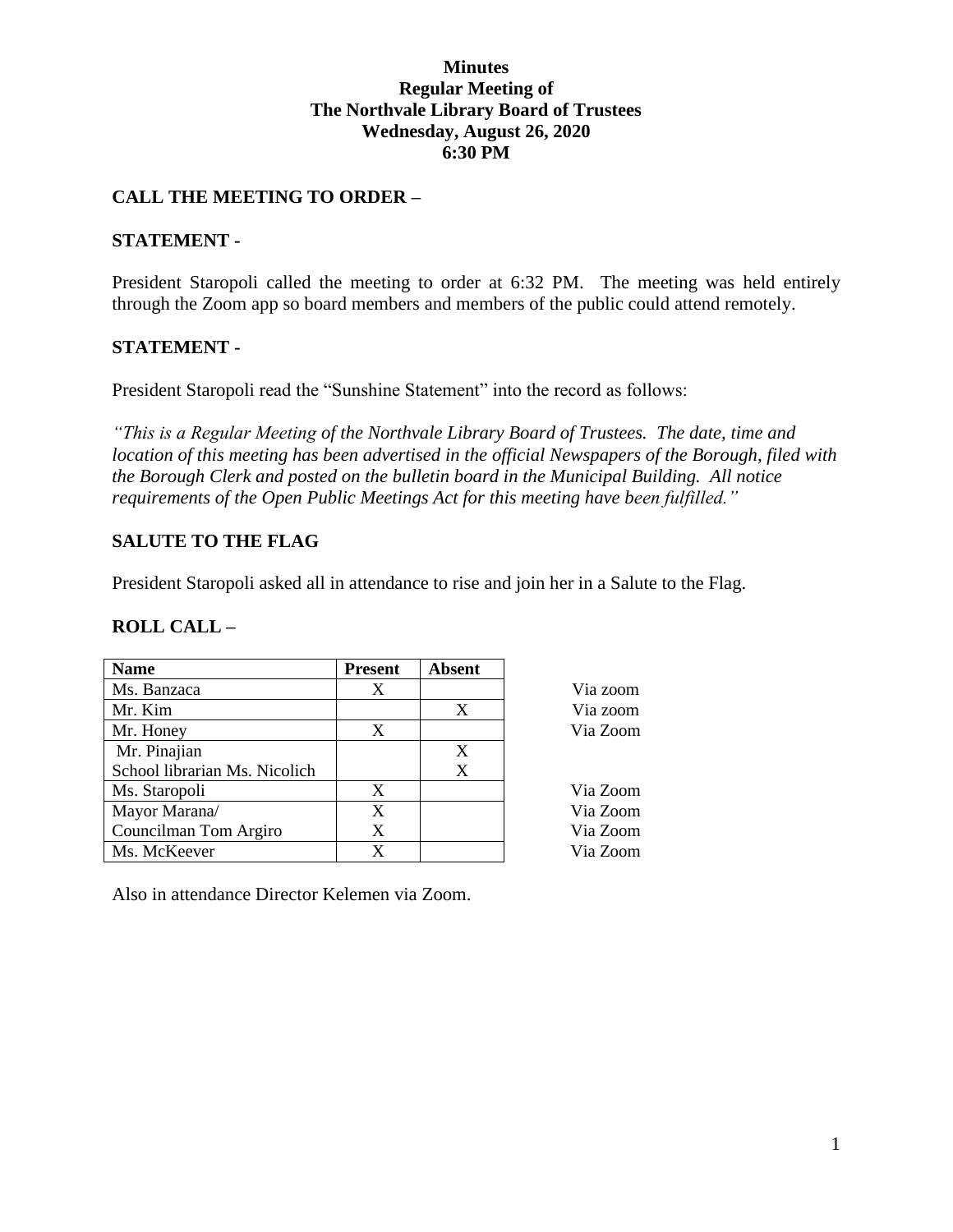**Minutes**
**Regular Meeting of**
**The Northvale Library Board of Trustees**
**Wednesday, August 26, 2020**
**6:30 PM**

## CALL THE MEETING TO ORDER –

## STATEMENT -

President Staropoli called the meeting to order at 6:32 PM. The meeting was held entirely through the Zoom app so board members and members of the public could attend remotely.

## STATEMENT -

President Staropoli read the "Sunshine Statement" into the record as follows:

*"This is a Regular Meeting of the Northvale Library Board of Trustees. The date, time and location of this meeting has been advertised in the official Newspapers of the Borough, filed with the Borough Clerk and posted on the bulletin board in the Municipal Building. All notice requirements of the Open Public Meetings Act for this meeting have been fulfilled."*

## SALUTE TO THE FLAG

President Staropoli asked all in attendance to rise and join her in a Salute to the Flag.

## ROLL CALL –

| Name | Present | Absent | |
|---|---|---|---|
| Ms. Banzaca | X | | Via zoom |
| Mr. Kim | | X | Via zoom |
| Mr. Honey | X | | Via Zoom |
| Mr. Pinajian | | X | |
| School librarian Ms. Nicolich | | X | |
| Ms. Staropoli | X | | Via Zoom |
| Mayor Marana/ | X | | Via Zoom |
| Councilman Tom Argiro | X | | Via Zoom |
| Ms. McKeever | X | | Via Zoom |

Also in attendance Director Kelemen via Zoom.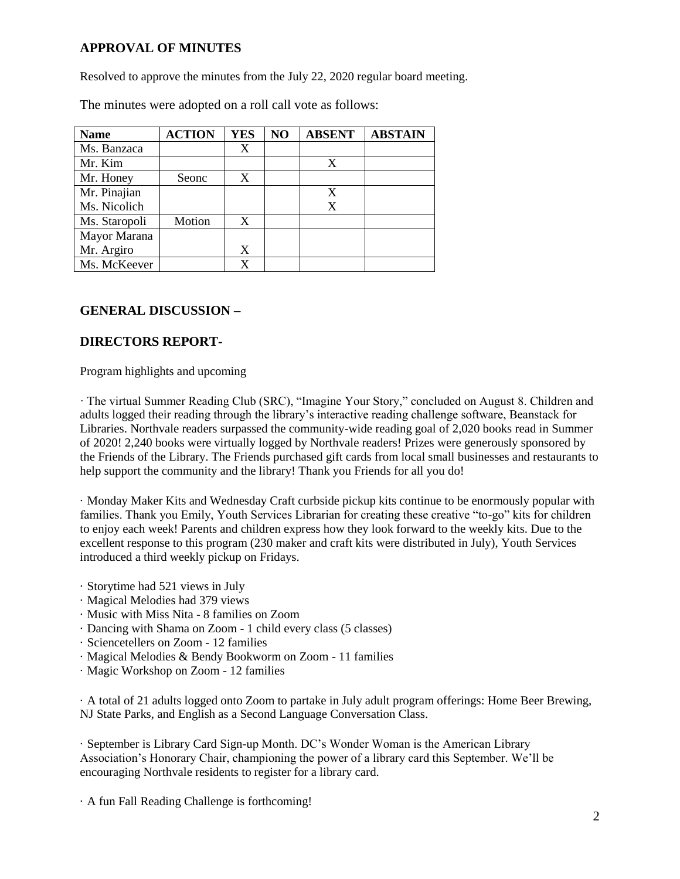## APPROVAL OF MINUTES

Resolved to approve the minutes from the July 22, 2020 regular board meeting.

The minutes were adopted on a roll call vote as follows:

| Name | ACTION | YES | NO | ABSENT | ABSTAIN |
|---|---|---|---|---|---|
| Ms. Banzaca | | X | | | |
| Mr. Kim | | | | X | |
| Mr. Honey | Seonc | X | | | |
| Mr. Pinajian | | | | X | |
| Ms. Nicolich | | | | X | |
| Ms. Staropoli | Motion | X | | | |
| Mayor Marana | | | | | |
| Mr. Argiro | | X | | | |
| Ms. McKeever | | X | | | |

## GENERAL DISCUSSION –

## DIRECTORS REPORT-

Program highlights and upcoming

· The virtual Summer Reading Club (SRC), "Imagine Your Story," concluded on August 8. Children and adults logged their reading through the library's interactive reading challenge software, Beanstack for Libraries. Northvale readers surpassed the community-wide reading goal of 2,020 books read in Summer of 2020! 2,240 books were virtually logged by Northvale readers! Prizes were generously sponsored by the Friends of the Library. The Friends purchased gift cards from local small businesses and restaurants to help support the community and the library! Thank you Friends for all you do!

· Monday Maker Kits and Wednesday Craft curbside pickup kits continue to be enormously popular with families. Thank you Emily, Youth Services Librarian for creating these creative "to-go" kits for children to enjoy each week! Parents and children express how they look forward to the weekly kits. Due to the excellent response to this program (230 maker and craft kits were distributed in July), Youth Services introduced a third weekly pickup on Fridays.

· Storytime had 521 views in July
· Magical Melodies had 379 views
· Music with Miss Nita - 8 families on Zoom
· Dancing with Shama on Zoom - 1 child every class (5 classes)
· Sciencetellers on Zoom - 12 families
· Magical Melodies & Bendy Bookworm on Zoom - 11 families
· Magic Workshop on Zoom - 12 families

· A total of 21 adults logged onto Zoom to partake in July adult program offerings: Home Beer Brewing, NJ State Parks, and English as a Second Language Conversation Class.

· September is Library Card Sign-up Month. DC's Wonder Woman is the American Library Association's Honorary Chair, championing the power of a library card this September. We'll be encouraging Northvale residents to register for a library card.

· A fun Fall Reading Challenge is forthcoming!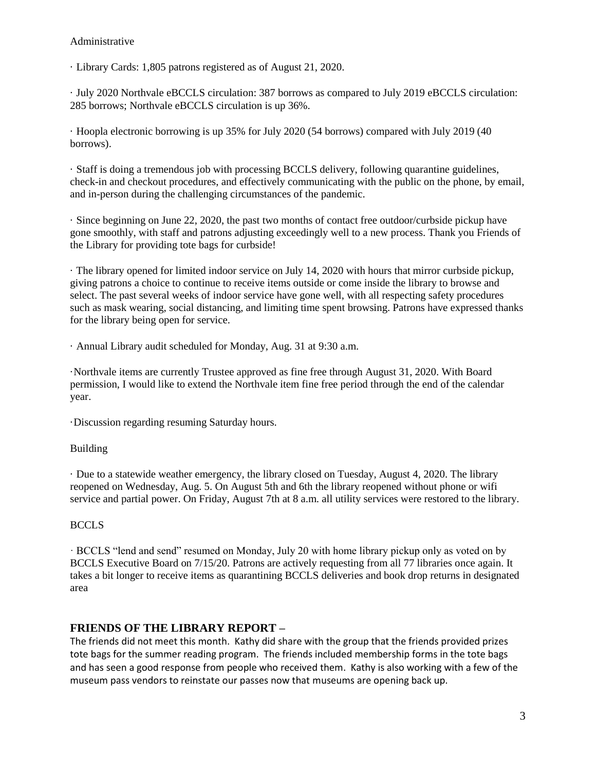Administrative

· Library Cards: 1,805 patrons registered as of August 21, 2020.

· July 2020 Northvale eBCCLS circulation: 387 borrows as compared to July 2019 eBCCLS circulation: 285 borrows; Northvale eBCCLS circulation is up 36%.

· Hoopla electronic borrowing is up 35% for July 2020 (54 borrows) compared with July 2019 (40 borrows).

· Staff is doing a tremendous job with processing BCCLS delivery, following quarantine guidelines, check-in and checkout procedures, and effectively communicating with the public on the phone, by email, and in-person during the challenging circumstances of the pandemic.

· Since beginning on June 22, 2020, the past two months of contact free outdoor/curbside pickup have gone smoothly, with staff and patrons adjusting exceedingly well to a new process. Thank you Friends of the Library for providing tote bags for curbside!

· The library opened for limited indoor service on July 14, 2020 with hours that mirror curbside pickup, giving patrons a choice to continue to receive items outside or come inside the library to browse and select. The past several weeks of indoor service have gone well, with all respecting safety procedures such as mask wearing, social distancing, and limiting time spent browsing. Patrons have expressed thanks for the library being open for service.

· Annual Library audit scheduled for Monday, Aug. 31 at 9:30 a.m.

·Northvale items are currently Trustee approved as fine free through August 31, 2020. With Board permission, I would like to extend the Northvale item fine free period through the end of the calendar year.

·Discussion regarding resuming Saturday hours.

Building

· Due to a statewide weather emergency, the library closed on Tuesday, August 4, 2020. The library reopened on Wednesday, Aug. 5. On August 5th and 6th the library reopened without phone or wifi service and partial power. On Friday, August 7th at 8 a.m. all utility services were restored to the library.

BCCLS

· BCCLS "lend and send" resumed on Monday, July 20 with home library pickup only as voted on by BCCLS Executive Board on 7/15/20. Patrons are actively requesting from all 77 libraries once again. It takes a bit longer to receive items as quarantining BCCLS deliveries and book drop returns in designated area

## FRIENDS OF THE LIBRARY REPORT –

The friends did not meet this month. Kathy did share with the group that the friends provided prizes tote bags for the summer reading program. The friends included membership forms in the tote bags and has seen a good response from people who received them. Kathy is also working with a few of the museum pass vendors to reinstate our passes now that museums are opening back up.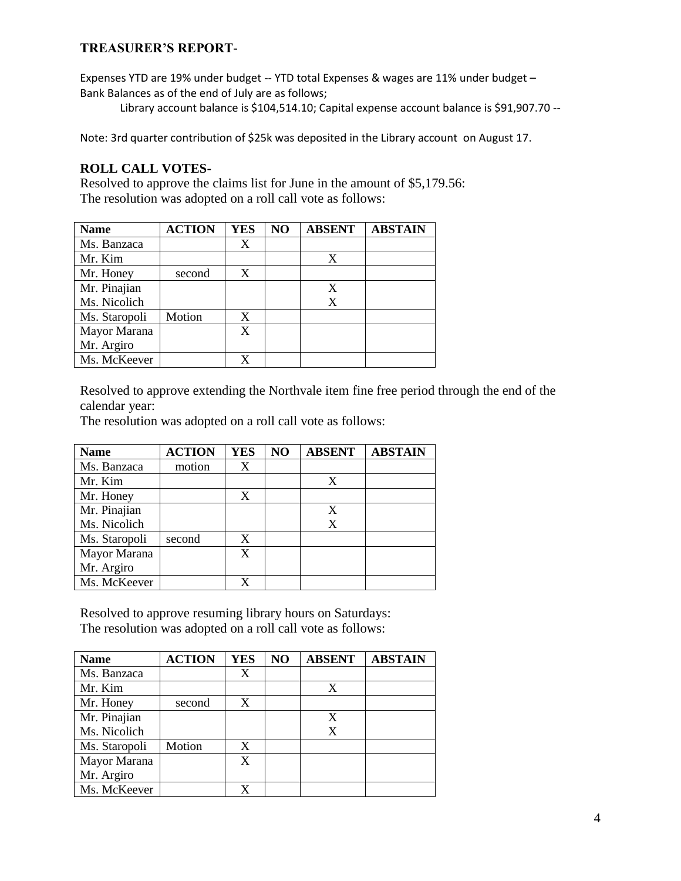**TREASURER'S REPORT-**

Expenses YTD are 19% under budget -- YTD total Expenses & wages are 11% under budget – Bank Balances as of the end of July are as follows;

Library account balance is $104,514.10; Capital expense account balance is $91,907.70 --

Note: 3rd quarter contribution of $25k was deposited in the Library account on August 17.

**ROLL CALL VOTES-**

Resolved to approve the claims list for June in the amount of $5,179.56:
The resolution was adopted on a roll call vote as follows:

| Name | ACTION | YES | NO | ABSENT | ABSTAIN |
|---|---|---|---|---|---|
| Ms. Banzaca | | X | | | |
| Mr. Kim | | | | X | |
| Mr. Honey | second | X | | | |
| Mr. Pinajian | | | | X | |
| Ms. Nicolich | | | | X | |
| Ms. Staropoli | Motion | X | | | |
| Mayor Marana | | X | | | |
| Mr. Argiro | | | | | |
| Ms. McKeever | | X | | | |

Resolved to approve extending the Northvale item fine free period through the end of the calendar year:
The resolution was adopted on a roll call vote as follows:

| Name | ACTION | YES | NO | ABSENT | ABSTAIN |
|---|---|---|---|---|---|
| Ms. Banzaca | motion | X | | | |
| Mr. Kim | | | | X | |
| Mr. Honey | | X | | | |
| Mr. Pinajian | | | | X | |
| Ms. Nicolich | | | | X | |
| Ms. Staropoli | second | X | | | |
| Mayor Marana | | X | | | |
| Mr. Argiro | | | | | |
| Ms. McKeever | | X | | | |

Resolved to approve resuming library hours on Saturdays:
The resolution was adopted on a roll call vote as follows:

| Name | ACTION | YES | NO | ABSENT | ABSTAIN |
|---|---|---|---|---|---|
| Ms. Banzaca | | X | | | |
| Mr. Kim | | | | X | |
| Mr. Honey | second | X | | | |
| Mr. Pinajian | | | | X | |
| Ms. Nicolich | | | | X | |
| Ms. Staropoli | Motion | X | | | |
| Mayor Marana | | X | | | |
| Mr. Argiro | | | | | |
| Ms. McKeever | | X | | | |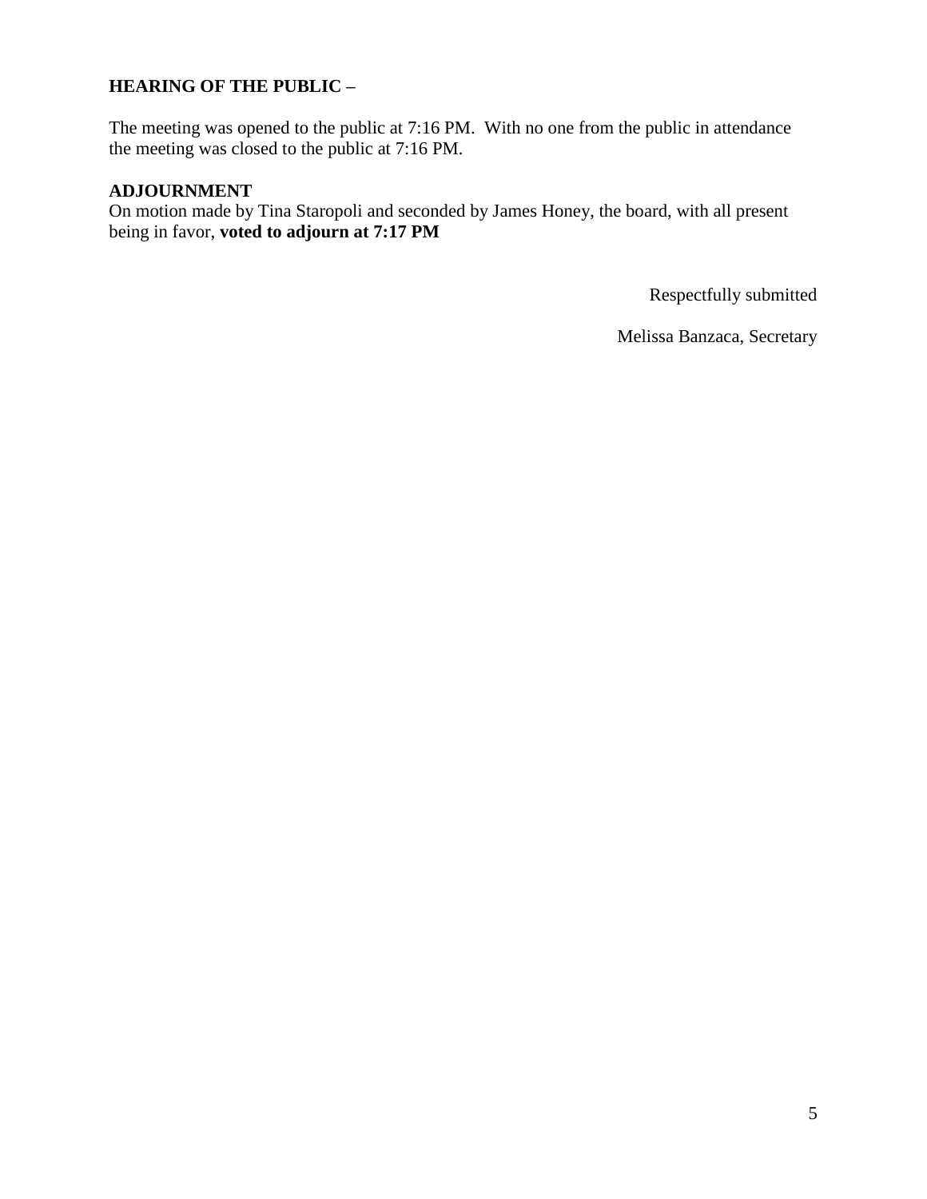**HEARING OF THE PUBLIC –**

The meeting was opened to the public at 7:16 PM. With no one from the public in attendance the meeting was closed to the public at 7:16 PM.

**ADJOURNMENT**

On motion made by Tina Staropoli and seconded by James Honey, the board, with all present being in favor, **voted to adjourn at 7:17 PM**

Respectfully submitted

Melissa Banzaca, Secretary